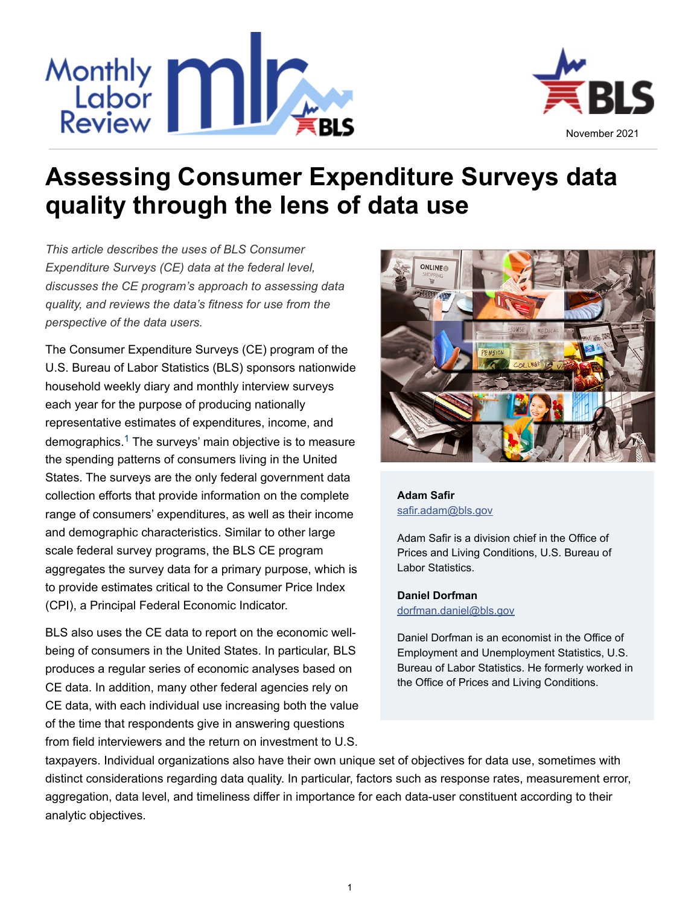November 2021

# Assessing Consumer Expenditure Surveys data quality through the lens of data use

*This article describes the uses of BLS Consumer Expenditure Surveys (CE) data at the federal level, discusses the CE program's approach to assessing data quality, and reviews the data's fitness for use from the perspective of the data users.*

**Adam Safir**
safir.adam@bls.gov

Adam Safir is a division chief in the Office of Prices and Living Conditions, U.S. Bureau of Labor Statistics.

**Daniel Dorfman**
dorfman.daniel@bls.gov

Daniel Dorfman is an economist in the Office of Employment and Unemployment Statistics, U.S. Bureau of Labor Statistics. He formerly worked in the Office of Prices and Living Conditions.

The Consumer Expenditure Surveys (CE) program of the U.S. Bureau of Labor Statistics (BLS) sponsors nationwide household weekly diary and monthly interview surveys each year for the purpose of producing nationally representative estimates of expenditures, income, and demographics.[1] The surveys' main objective is to measure the spending patterns of consumers living in the United States. The surveys are the only federal government data collection efforts that provide information on the complete range of consumers' expenditures, as well as their income and demographic characteristics. Similar to other large scale federal survey programs, the BLS CE program aggregates the survey data for a primary purpose, which is to provide estimates critical to the Consumer Price Index (CPI), a Principal Federal Economic Indicator.

BLS also uses the CE data to report on the economic well-being of consumers in the United States. In particular, BLS produces a regular series of economic analyses based on CE data. In addition, many other federal agencies rely on CE data, with each individual use increasing both the value of the time that respondents give in answering questions from field interviewers and the return on investment to U.S. taxpayers. Individual organizations also have their own unique set of objectives for data use, sometimes with distinct considerations regarding data quality. In particular, factors such as response rates, measurement error, aggregation, data level, and timeliness differ in importance for each data-user constituent according to their analytic objectives.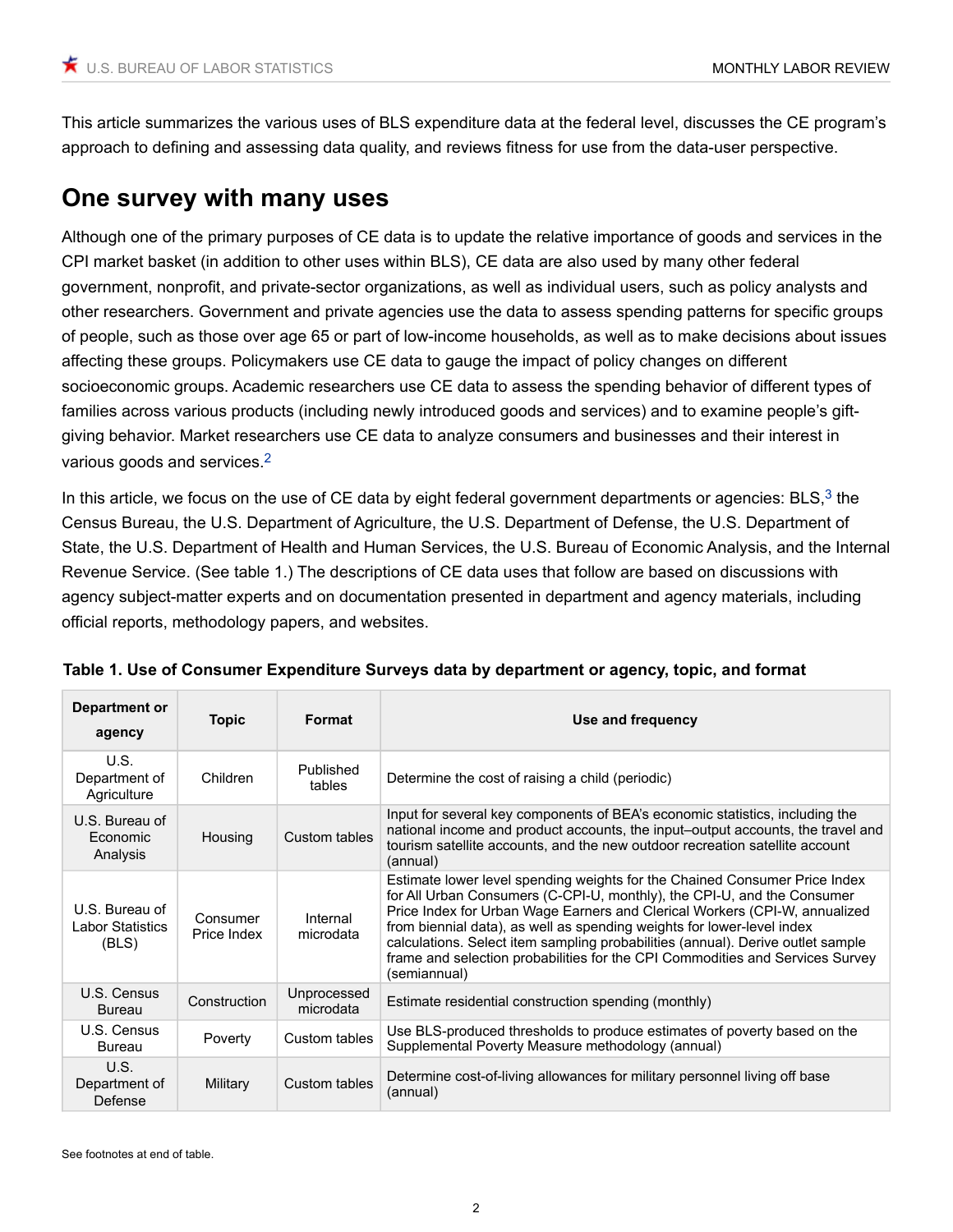This article summarizes the various uses of BLS expenditure data at the federal level, discusses the CE program's approach to defining and assessing data quality, and reviews fitness for use from the data-user perspective.

## One survey with many uses

Although one of the primary purposes of CE data is to update the relative importance of goods and services in the CPI market basket (in addition to other uses within BLS), CE data are also used by many other federal government, nonprofit, and private-sector organizations, as well as individual users, such as policy analysts and other researchers. Government and private agencies use the data to assess spending patterns for specific groups of people, such as those over age 65 or part of low-income households, as well as to make decisions about issues affecting these groups. Policymakers use CE data to gauge the impact of policy changes on different socioeconomic groups. Academic researchers use CE data to assess the spending behavior of different types of families across various products (including newly introduced goods and services) and to examine people's gift-giving behavior. Market researchers use CE data to analyze consumers and businesses and their interest in various goods and services.[2]

In this article, we focus on the use of CE data by eight federal government departments or agencies: BLS,[3] the Census Bureau, the U.S. Department of Agriculture, the U.S. Department of Defense, the U.S. Department of State, the U.S. Department of Health and Human Services, the U.S. Bureau of Economic Analysis, and the Internal Revenue Service. (See table 1.) The descriptions of CE data uses that follow are based on discussions with agency subject-matter experts and on documentation presented in department and agency materials, including official reports, methodology papers, and websites.

**Table 1. Use of Consumer Expenditure Surveys data by department or agency, topic, and format**

| Department or agency | Topic | Format | Use and frequency |
|---|---|---|---|
| U.S. Department of Agriculture | Children | Published tables | Determine the cost of raising a child (periodic) |
| U.S. Bureau of Economic Analysis | Housing | Custom tables | Input for several key components of BEA's economic statistics, including the national income and product accounts, the input–output accounts, the travel and tourism satellite accounts, and the new outdoor recreation satellite account (annual) |
| U.S. Bureau of Labor Statistics (BLS) | Consumer Price Index | Internal microdata | Estimate lower level spending weights for the Chained Consumer Price Index for All Urban Consumers (C-CPI-U, monthly), the CPI-U, and the Consumer Price Index for Urban Wage Earners and Clerical Workers (CPI-W, annualized from biennial data), as well as spending weights for lower-level index calculations. Select item sampling probabilities (annual). Derive outlet sample frame and selection probabilities for the CPI Commodities and Services Survey (semiannual) |
| U.S. Census Bureau | Construction | Unprocessed microdata | Estimate residential construction spending (monthly) |
| U.S. Census Bureau | Poverty | Custom tables | Use BLS-produced thresholds to produce estimates of poverty based on the Supplemental Poverty Measure methodology (annual) |
| U.S. Department of Defense | Military | Custom tables | Determine cost-of-living allowances for military personnel living off base (annual) |

See footnotes at end of table.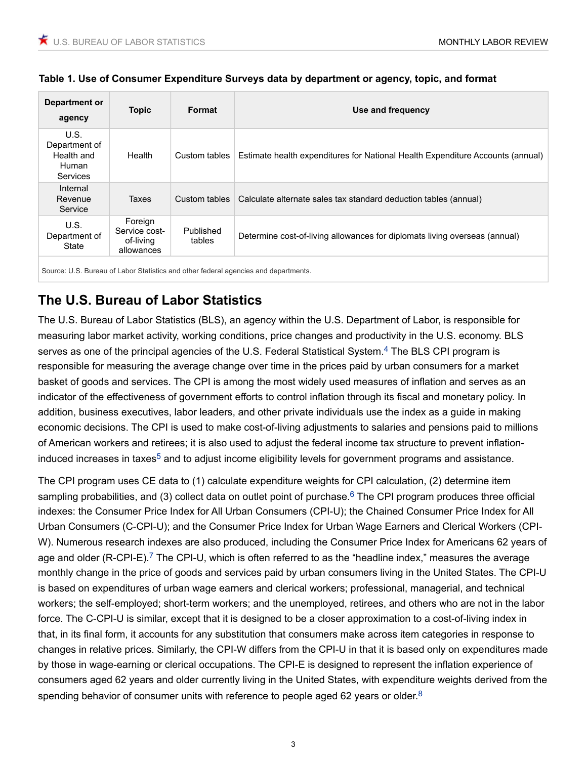**Table 1. Use of Consumer Expenditure Surveys data by department or agency, topic, and format**

| Department or agency | Topic | Format | Use and frequency |
|---|---|---|---|
| U.S. Department of Health and Human Services | Health | Custom tables | Estimate health expenditures for National Health Expenditure Accounts (annual) |
| Internal Revenue Service | Taxes | Custom tables | Calculate alternate sales tax standard deduction tables (annual) |
| U.S. Department of State | Foreign Service cost-of-living allowances | Published tables | Determine cost-of-living allowances for diplomats living overseas (annual) |

Source: U.S. Bureau of Labor Statistics and other federal agencies and departments.

## The U.S. Bureau of Labor Statistics

The U.S. Bureau of Labor Statistics (BLS), an agency within the U.S. Department of Labor, is responsible for measuring labor market activity, working conditions, price changes and productivity in the U.S. economy. BLS serves as one of the principal agencies of the U.S. Federal Statistical System.[4] The BLS CPI program is responsible for measuring the average change over time in the prices paid by urban consumers for a market basket of goods and services. The CPI is among the most widely used measures of inflation and serves as an indicator of the effectiveness of government efforts to control inflation through its fiscal and monetary policy. In addition, business executives, labor leaders, and other private individuals use the index as a guide in making economic decisions. The CPI is used to make cost-of-living adjustments to salaries and pensions paid to millions of American workers and retirees; it is also used to adjust the federal income tax structure to prevent inflation-induced increases in taxes[5] and to adjust income eligibility levels for government programs and assistance.

The CPI program uses CE data to (1) calculate expenditure weights for CPI calculation, (2) determine item sampling probabilities, and (3) collect data on outlet point of purchase.[6] The CPI program produces three official indexes: the Consumer Price Index for All Urban Consumers (CPI-U); the Chained Consumer Price Index for All Urban Consumers (C-CPI-U); and the Consumer Price Index for Urban Wage Earners and Clerical Workers (CPI-W). Numerous research indexes are also produced, including the Consumer Price Index for Americans 62 years of age and older (R-CPI-E).[7] The CPI-U, which is often referred to as the "headline index," measures the average monthly change in the price of goods and services paid by urban consumers living in the United States. The CPI-U is based on expenditures of urban wage earners and clerical workers; professional, managerial, and technical workers; the self-employed; short-term workers; and the unemployed, retirees, and others who are not in the labor force. The C-CPI-U is similar, except that it is designed to be a closer approximation to a cost-of-living index in that, in its final form, it accounts for any substitution that consumers make across item categories in response to changes in relative prices. Similarly, the CPI-W differs from the CPI-U in that it is based only on expenditures made by those in wage-earning or clerical occupations. The CPI-E is designed to represent the inflation experience of consumers aged 62 years and older currently living in the United States, with expenditure weights derived from the spending behavior of consumer units with reference to people aged 62 years or older.[8]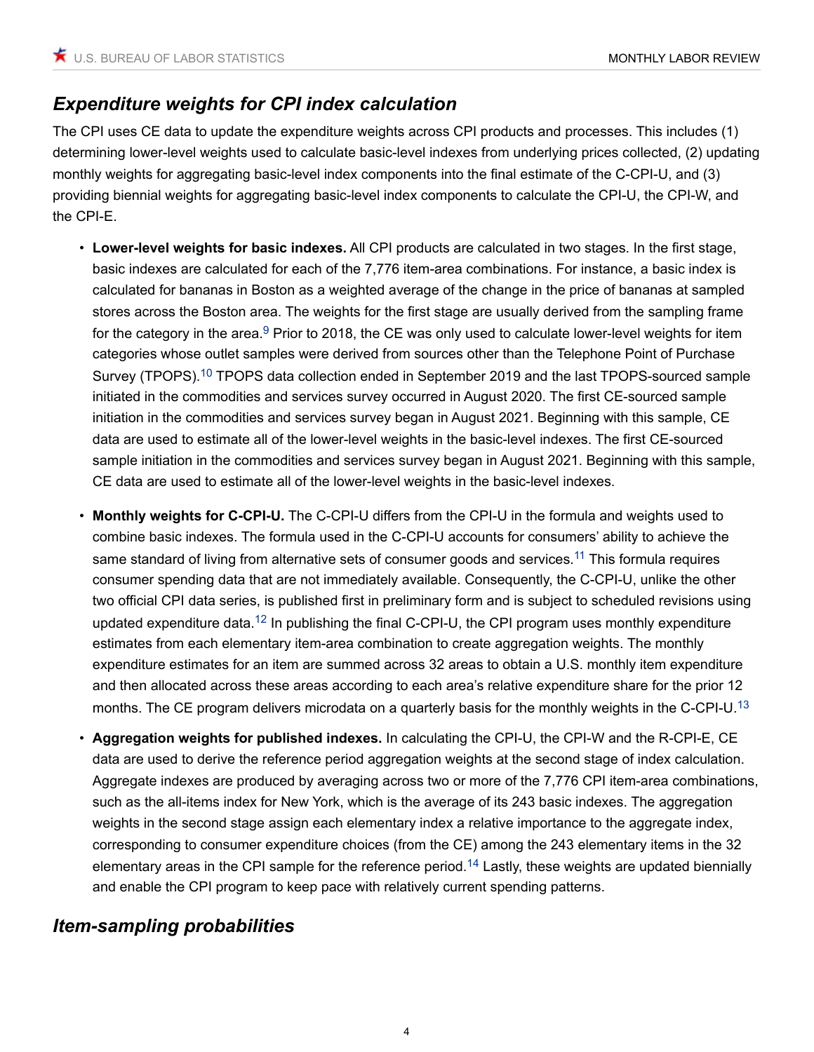## *Expenditure weights for CPI index calculation*

The CPI uses CE data to update the expenditure weights across CPI products and processes. This includes (1) determining lower-level weights used to calculate basic-level indexes from underlying prices collected, (2) updating monthly weights for aggregating basic-level index components into the final estimate of the C-CPI-U, and (3) providing biennial weights for aggregating basic-level index components to calculate the CPI-U, the CPI-W, and the CPI-E.

- **Lower-level weights for basic indexes.** All CPI products are calculated in two stages. In the first stage, basic indexes are calculated for each of the 7,776 item-area combinations. For instance, a basic index is calculated for bananas in Boston as a weighted average of the change in the price of bananas at sampled stores across the Boston area. The weights for the first stage are usually derived from the sampling frame for the category in the area.[9] Prior to 2018, the CE was only used to calculate lower-level weights for item categories whose outlet samples were derived from sources other than the Telephone Point of Purchase Survey (TPOPS).[10] TPOPS data collection ended in September 2019 and the last TPOPS-sourced sample initiated in the commodities and services survey occurred in August 2020. The first CE-sourced sample initiation in the commodities and services survey began in August 2021. Beginning with this sample, CE data are used to estimate all of the lower-level weights in the basic-level indexes. The first CE-sourced sample initiation in the commodities and services survey began in August 2021. Beginning with this sample, CE data are used to estimate all of the lower-level weights in the basic-level indexes.

- **Monthly weights for C-CPI-U.** The C-CPI-U differs from the CPI-U in the formula and weights used to combine basic indexes. The formula used in the C-CPI-U accounts for consumers' ability to achieve the same standard of living from alternative sets of consumer goods and services.[11] This formula requires consumer spending data that are not immediately available. Consequently, the C-CPI-U, unlike the other two official CPI data series, is published first in preliminary form and is subject to scheduled revisions using updated expenditure data.[12] In publishing the final C-CPI-U, the CPI program uses monthly expenditure estimates from each elementary item-area combination to create aggregation weights. The monthly expenditure estimates for an item are summed across 32 areas to obtain a U.S. monthly item expenditure and then allocated across these areas according to each area's relative expenditure share for the prior 12 months. The CE program delivers microdata on a quarterly basis for the monthly weights in the C-CPI-U.[13]

- **Aggregation weights for published indexes.** In calculating the CPI-U, the CPI-W and the R-CPI-E, CE data are used to derive the reference period aggregation weights at the second stage of index calculation. Aggregate indexes are produced by averaging across two or more of the 7,776 CPI item-area combinations, such as the all-items index for New York, which is the average of its 243 basic indexes. The aggregation weights in the second stage assign each elementary index a relative importance to the aggregate index, corresponding to consumer expenditure choices (from the CE) among the 243 elementary items in the 32 elementary areas in the CPI sample for the reference period.[14] Lastly, these weights are updated biennially and enable the CPI program to keep pace with relatively current spending patterns.

## *Item-sampling probabilities*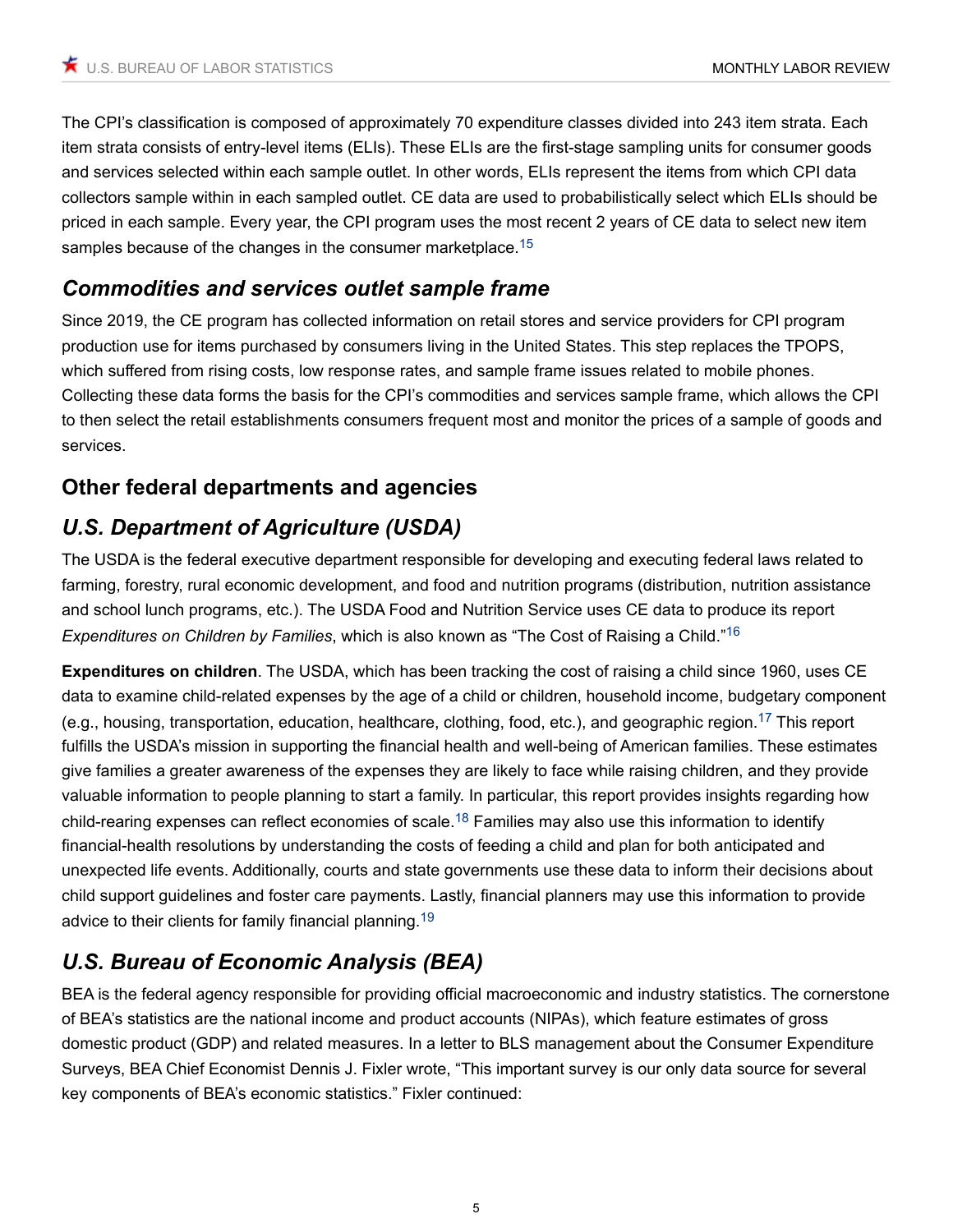The CPI's classification is composed of approximately 70 expenditure classes divided into 243 item strata. Each item strata consists of entry-level items (ELIs). These ELIs are the first-stage sampling units for consumer goods and services selected within each sample outlet. In other words, ELIs represent the items from which CPI data collectors sample within in each sampled outlet. CE data are used to probabilistically select which ELIs should be priced in each sample. Every year, the CPI program uses the most recent 2 years of CE data to select new item samples because of the changes in the consumer marketplace.[15]

### *Commodities and services outlet sample frame*

Since 2019, the CE program has collected information on retail stores and service providers for CPI program production use for items purchased by consumers living in the United States. This step replaces the TPOPS, which suffered from rising costs, low response rates, and sample frame issues related to mobile phones. Collecting these data forms the basis for the CPI's commodities and services sample frame, which allows the CPI to then select the retail establishments consumers frequent most and monitor the prices of a sample of goods and services.

## Other federal departments and agencies

### *U.S. Department of Agriculture (USDA)*

The USDA is the federal executive department responsible for developing and executing federal laws related to farming, forestry, rural economic development, and food and nutrition programs (distribution, nutrition assistance and school lunch programs, etc.). The USDA Food and Nutrition Service uses CE data to produce its report *Expenditures on Children by Families*, which is also known as "The Cost of Raising a Child."[16]

**Expenditures on children**. The USDA, which has been tracking the cost of raising a child since 1960, uses CE data to examine child-related expenses by the age of a child or children, household income, budgetary component (e.g., housing, transportation, education, healthcare, clothing, food, etc.), and geographic region.[17] This report fulfills the USDA's mission in supporting the financial health and well-being of American families. These estimates give families a greater awareness of the expenses they are likely to face while raising children, and they provide valuable information to people planning to start a family. In particular, this report provides insights regarding how child-rearing expenses can reflect economies of scale.[18] Families may also use this information to identify financial-health resolutions by understanding the costs of feeding a child and plan for both anticipated and unexpected life events. Additionally, courts and state governments use these data to inform their decisions about child support guidelines and foster care payments. Lastly, financial planners may use this information to provide advice to their clients for family financial planning.[19]

### *U.S. Bureau of Economic Analysis (BEA)*

BEA is the federal agency responsible for providing official macroeconomic and industry statistics. The cornerstone of BEA's statistics are the national income and product accounts (NIPAs), which feature estimates of gross domestic product (GDP) and related measures. In a letter to BLS management about the Consumer Expenditure Surveys, BEA Chief Economist Dennis J. Fixler wrote, "This important survey is our only data source for several key components of BEA's economic statistics." Fixler continued: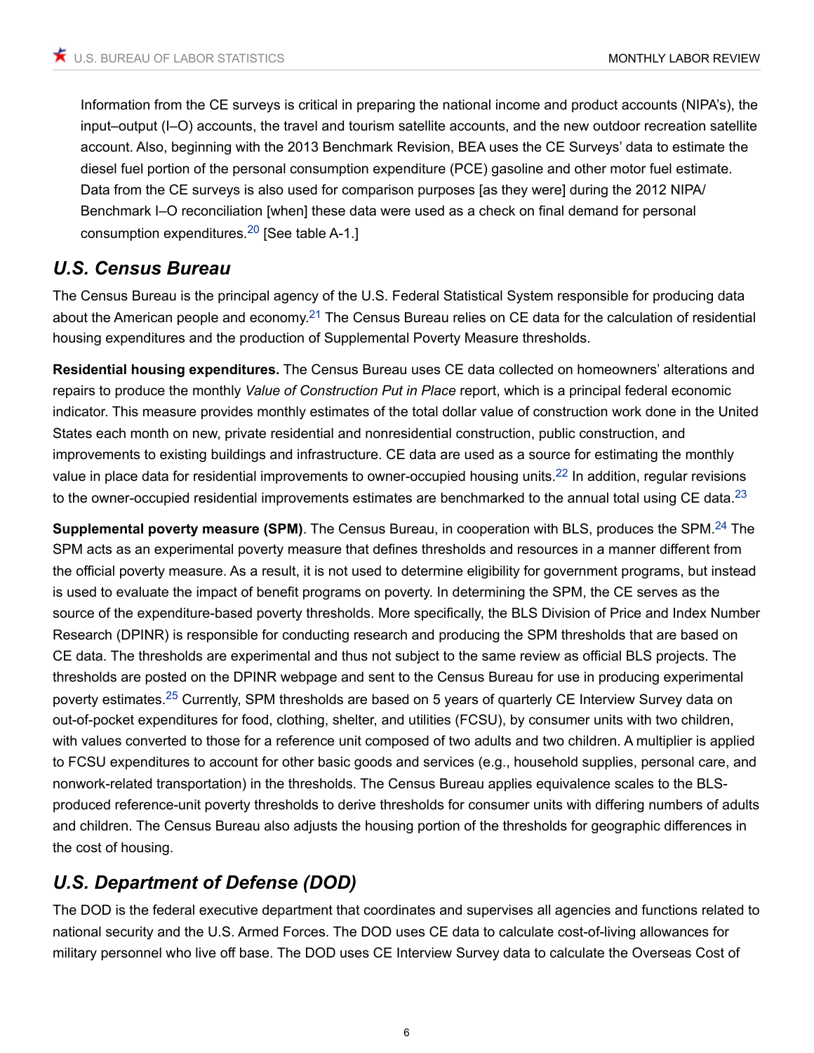> Information from the CE surveys is critical in preparing the national income and product accounts (NIPA's), the input–output (I–O) accounts, the travel and tourism satellite accounts, and the new outdoor recreation satellite account. Also, beginning with the 2013 Benchmark Revision, BEA uses the CE Surveys' data to estimate the diesel fuel portion of the personal consumption expenditure (PCE) gasoline and other motor fuel estimate. Data from the CE surveys is also used for comparison purposes [as they were] during the 2012 NIPA/ Benchmark I–O reconciliation [when] these data were used as a check on final demand for personal consumption expenditures.[20] [See table A-1.]

## *U.S. Census Bureau*

The Census Bureau is the principal agency of the U.S. Federal Statistical System responsible for producing data about the American people and economy.[21] The Census Bureau relies on CE data for the calculation of residential housing expenditures and the production of Supplemental Poverty Measure thresholds.

**Residential housing expenditures.** The Census Bureau uses CE data collected on homeowners' alterations and repairs to produce the monthly *Value of Construction Put in Place* report, which is a principal federal economic indicator. This measure provides monthly estimates of the total dollar value of construction work done in the United States each month on new, private residential and nonresidential construction, public construction, and improvements to existing buildings and infrastructure. CE data are used as a source for estimating the monthly value in place data for residential improvements to owner-occupied housing units.[22] In addition, regular revisions to the owner-occupied residential improvements estimates are benchmarked to the annual total using CE data.[23]

**Supplemental poverty measure (SPM)**. The Census Bureau, in cooperation with BLS, produces the SPM.[24] The SPM acts as an experimental poverty measure that defines thresholds and resources in a manner different from the official poverty measure. As a result, it is not used to determine eligibility for government programs, but instead is used to evaluate the impact of benefit programs on poverty. In determining the SPM, the CE serves as the source of the expenditure-based poverty thresholds. More specifically, the BLS Division of Price and Index Number Research (DPINR) is responsible for conducting research and producing the SPM thresholds that are based on CE data. The thresholds are experimental and thus not subject to the same review as official BLS projects. The thresholds are posted on the DPINR webpage and sent to the Census Bureau for use in producing experimental poverty estimates.[25] Currently, SPM thresholds are based on 5 years of quarterly CE Interview Survey data on out-of-pocket expenditures for food, clothing, shelter, and utilities (FCSU), by consumer units with two children, with values converted to those for a reference unit composed of two adults and two children. A multiplier is applied to FCSU expenditures to account for other basic goods and services (e.g., household supplies, personal care, and nonwork-related transportation) in the thresholds. The Census Bureau applies equivalence scales to the BLS-produced reference-unit poverty thresholds to derive thresholds for consumer units with differing numbers of adults and children. The Census Bureau also adjusts the housing portion of the thresholds for geographic differences in the cost of housing.

## *U.S. Department of Defense (DOD)*

The DOD is the federal executive department that coordinates and supervises all agencies and functions related to national security and the U.S. Armed Forces. The DOD uses CE data to calculate cost-of-living allowances for military personnel who live off base. The DOD uses CE Interview Survey data to calculate the Overseas Cost of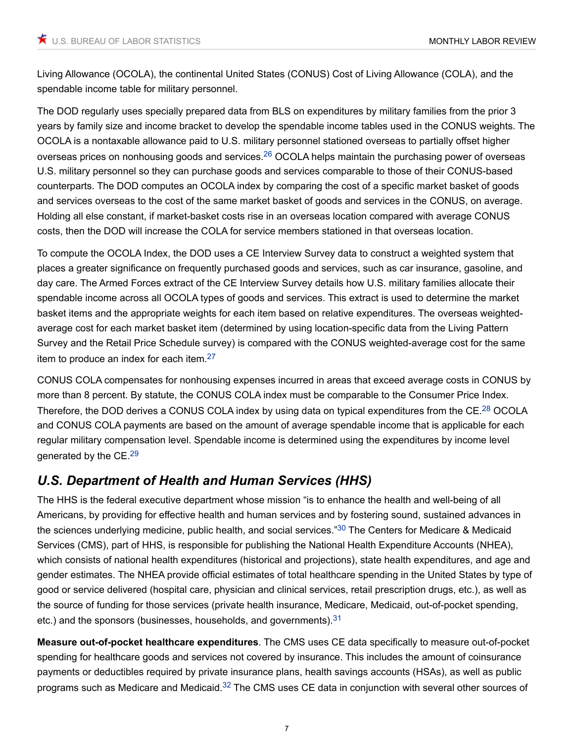Living Allowance (OCOLA), the continental United States (CONUS) Cost of Living Allowance (COLA), and the spendable income table for military personnel.

The DOD regularly uses specially prepared data from BLS on expenditures by military families from the prior 3 years by family size and income bracket to develop the spendable income tables used in the CONUS weights. The OCOLA is a nontaxable allowance paid to U.S. military personnel stationed overseas to partially offset higher overseas prices on nonhousing goods and services.[26] OCOLA helps maintain the purchasing power of overseas U.S. military personnel so they can purchase goods and services comparable to those of their CONUS-based counterparts. The DOD computes an OCOLA index by comparing the cost of a specific market basket of goods and services overseas to the cost of the same market basket of goods and services in the CONUS, on average. Holding all else constant, if market-basket costs rise in an overseas location compared with average CONUS costs, then the DOD will increase the COLA for service members stationed in that overseas location.

To compute the OCOLA Index, the DOD uses a CE Interview Survey data to construct a weighted system that places a greater significance on frequently purchased goods and services, such as car insurance, gasoline, and day care. The Armed Forces extract of the CE Interview Survey details how U.S. military families allocate their spendable income across all OCOLA types of goods and services. This extract is used to determine the market basket items and the appropriate weights for each item based on relative expenditures. The overseas weighted-average cost for each market basket item (determined by using location-specific data from the Living Pattern Survey and the Retail Price Schedule survey) is compared with the CONUS weighted-average cost for the same item to produce an index for each item.[27]

CONUS COLA compensates for nonhousing expenses incurred in areas that exceed average costs in CONUS by more than 8 percent. By statute, the CONUS COLA index must be comparable to the Consumer Price Index. Therefore, the DOD derives a CONUS COLA index by using data on typical expenditures from the CE.[28] OCOLA and CONUS COLA payments are based on the amount of average spendable income that is applicable for each regular military compensation level. Spendable income is determined using the expenditures by income level generated by the CE.[29]

## *U.S. Department of Health and Human Services (HHS)*

The HHS is the federal executive department whose mission "is to enhance the health and well-being of all Americans, by providing for effective health and human services and by fostering sound, sustained advances in the sciences underlying medicine, public health, and social services."[30] The Centers for Medicare & Medicaid Services (CMS), part of HHS, is responsible for publishing the National Health Expenditure Accounts (NHEA), which consists of national health expenditures (historical and projections), state health expenditures, and age and gender estimates. The NHEA provide official estimates of total healthcare spending in the United States by type of good or service delivered (hospital care, physician and clinical services, retail prescription drugs, etc.), as well as the source of funding for those services (private health insurance, Medicare, Medicaid, out-of-pocket spending, etc.) and the sponsors (businesses, households, and governments).[31]

**Measure out-of-pocket healthcare expenditures**. The CMS uses CE data specifically to measure out-of-pocket spending for healthcare goods and services not covered by insurance. This includes the amount of coinsurance payments or deductibles required by private insurance plans, health savings accounts (HSAs), as well as public programs such as Medicare and Medicaid.[32] The CMS uses CE data in conjunction with several other sources of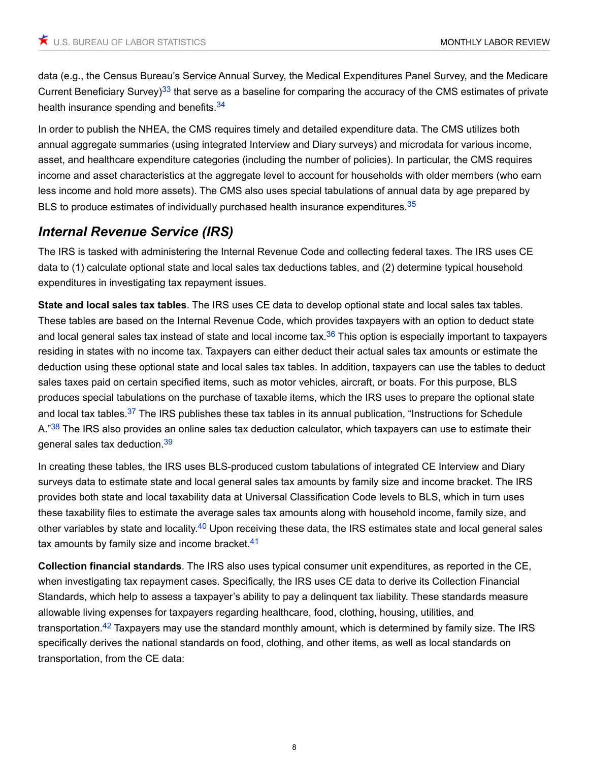data (e.g., the Census Bureau's Service Annual Survey, the Medical Expenditures Panel Survey, and the Medicare Current Beneficiary Survey)[33] that serve as a baseline for comparing the accuracy of the CMS estimates of private health insurance spending and benefits.[34]

In order to publish the NHEA, the CMS requires timely and detailed expenditure data. The CMS utilizes both annual aggregate summaries (using integrated Interview and Diary surveys) and microdata for various income, asset, and healthcare expenditure categories (including the number of policies). In particular, the CMS requires income and asset characteristics at the aggregate level to account for households with older members (who earn less income and hold more assets). The CMS also uses special tabulations of annual data by age prepared by BLS to produce estimates of individually purchased health insurance expenditures.[35]

## *Internal Revenue Service (IRS)*

The IRS is tasked with administering the Internal Revenue Code and collecting federal taxes. The IRS uses CE data to (1) calculate optional state and local sales tax deductions tables, and (2) determine typical household expenditures in investigating tax repayment issues.

**State and local sales tax tables**. The IRS uses CE data to develop optional state and local sales tax tables. These tables are based on the Internal Revenue Code, which provides taxpayers with an option to deduct state and local general sales tax instead of state and local income tax.[36] This option is especially important to taxpayers residing in states with no income tax. Taxpayers can either deduct their actual sales tax amounts or estimate the deduction using these optional state and local sales tax tables. In addition, taxpayers can use the tables to deduct sales taxes paid on certain specified items, such as motor vehicles, aircraft, or boats. For this purpose, BLS produces special tabulations on the purchase of taxable items, which the IRS uses to prepare the optional state and local tax tables.[37] The IRS publishes these tax tables in its annual publication, "Instructions for Schedule A."[38] The IRS also provides an online sales tax deduction calculator, which taxpayers can use to estimate their general sales tax deduction.[39]

In creating these tables, the IRS uses BLS-produced custom tabulations of integrated CE Interview and Diary surveys data to estimate state and local general sales tax amounts by family size and income bracket. The IRS provides both state and local taxability data at Universal Classification Code levels to BLS, which in turn uses these taxability files to estimate the average sales tax amounts along with household income, family size, and other variables by state and locality.[40] Upon receiving these data, the IRS estimates state and local general sales tax amounts by family size and income bracket.[41]

**Collection financial standards**. The IRS also uses typical consumer unit expenditures, as reported in the CE, when investigating tax repayment cases. Specifically, the IRS uses CE data to derive its Collection Financial Standards, which help to assess a taxpayer's ability to pay a delinquent tax liability. These standards measure allowable living expenses for taxpayers regarding healthcare, food, clothing, housing, utilities, and transportation.[42] Taxpayers may use the standard monthly amount, which is determined by family size. The IRS specifically derives the national standards on food, clothing, and other items, as well as local standards on transportation, from the CE data: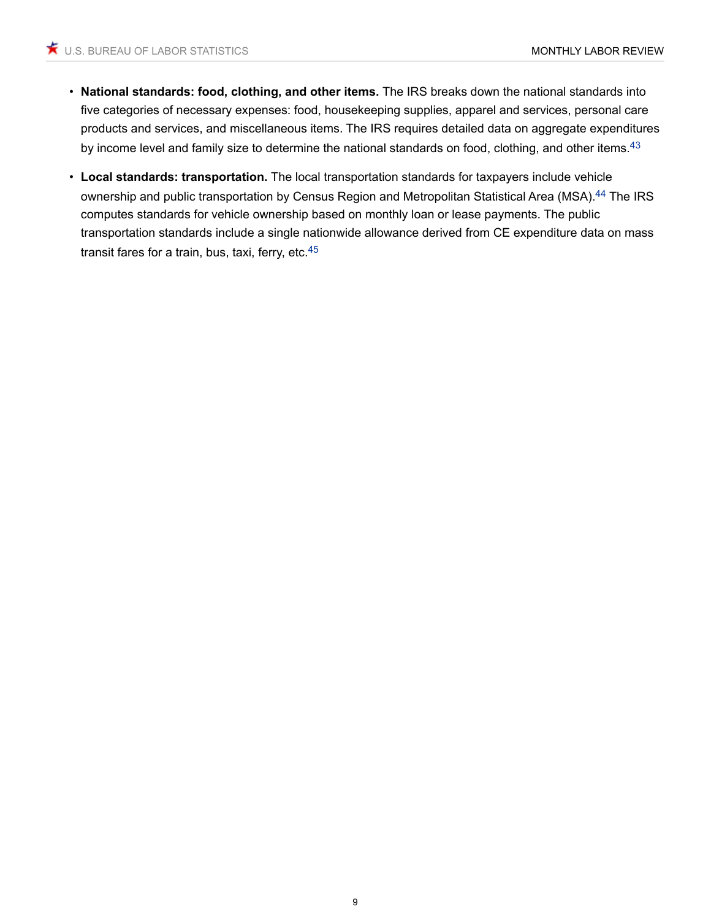- **National standards: food, clothing, and other items.** The IRS breaks down the national standards into five categories of necessary expenses: food, housekeeping supplies, apparel and services, personal care products and services, and miscellaneous items. The IRS requires detailed data on aggregate expenditures by income level and family size to determine the national standards on food, clothing, and other items.[43]
- **Local standards: transportation.** The local transportation standards for taxpayers include vehicle ownership and public transportation by Census Region and Metropolitan Statistical Area (MSA).[44] The IRS computes standards for vehicle ownership based on monthly loan or lease payments. The public transportation standards include a single nationwide allowance derived from CE expenditure data on mass transit fares for a train, bus, taxi, ferry, etc.[45]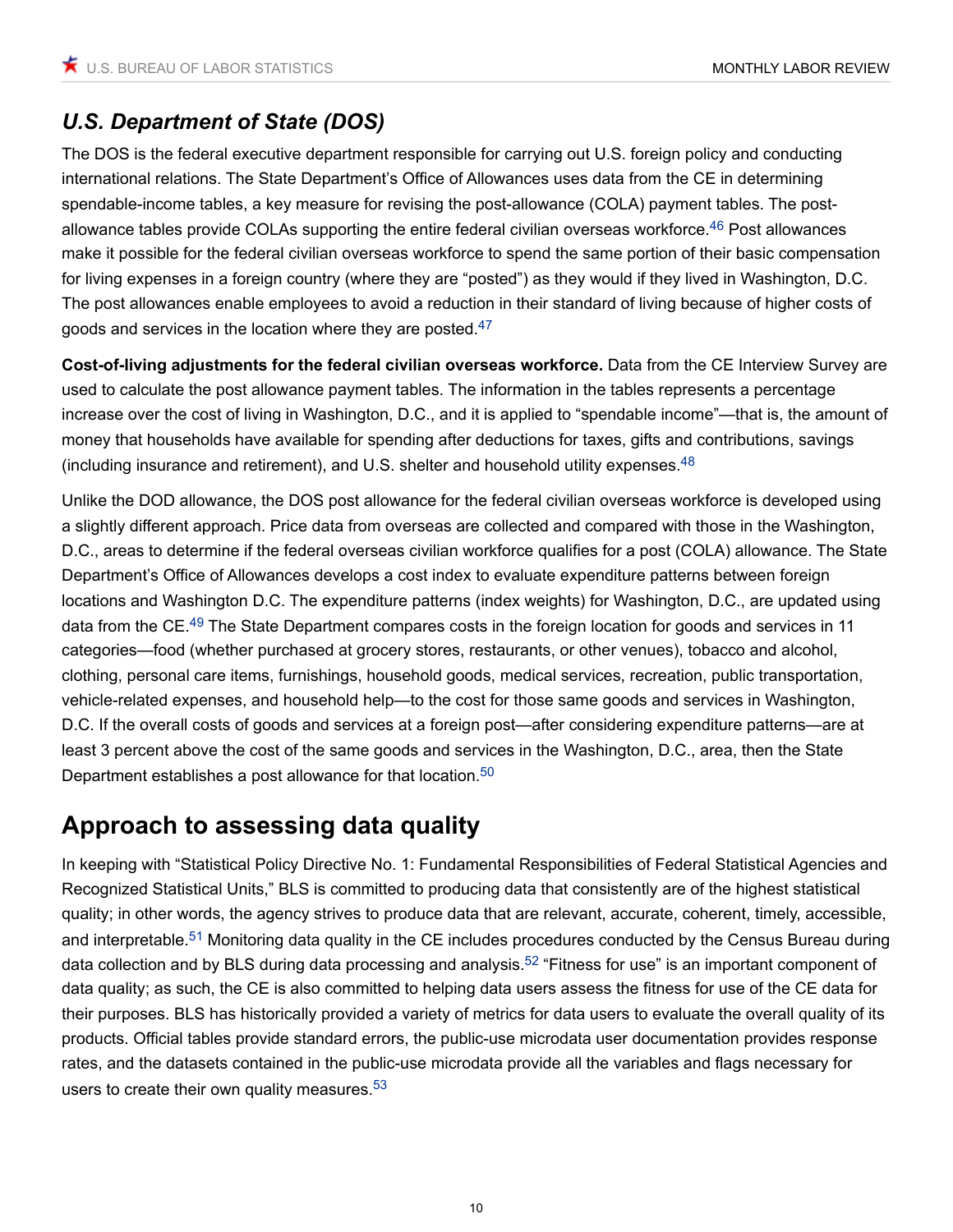### *U.S. Department of State (DOS)*

The DOS is the federal executive department responsible for carrying out U.S. foreign policy and conducting international relations. The State Department's Office of Allowances uses data from the CE in determining spendable-income tables, a key measure for revising the post-allowance (COLA) payment tables. The post-allowance tables provide COLAs supporting the entire federal civilian overseas workforce.[46] Post allowances make it possible for the federal civilian overseas workforce to spend the same portion of their basic compensation for living expenses in a foreign country (where they are "posted") as they would if they lived in Washington, D.C. The post allowances enable employees to avoid a reduction in their standard of living because of higher costs of goods and services in the location where they are posted.[47]

**Cost-of-living adjustments for the federal civilian overseas workforce.** Data from the CE Interview Survey are used to calculate the post allowance payment tables. The information in the tables represents a percentage increase over the cost of living in Washington, D.C., and it is applied to "spendable income"—that is, the amount of money that households have available for spending after deductions for taxes, gifts and contributions, savings (including insurance and retirement), and U.S. shelter and household utility expenses.[48]

Unlike the DOD allowance, the DOS post allowance for the federal civilian overseas workforce is developed using a slightly different approach. Price data from overseas are collected and compared with those in the Washington, D.C., areas to determine if the federal overseas civilian workforce qualifies for a post (COLA) allowance. The State Department's Office of Allowances develops a cost index to evaluate expenditure patterns between foreign locations and Washington D.C. The expenditure patterns (index weights) for Washington, D.C., are updated using data from the CE.[49] The State Department compares costs in the foreign location for goods and services in 11 categories—food (whether purchased at grocery stores, restaurants, or other venues), tobacco and alcohol, clothing, personal care items, furnishings, household goods, medical services, recreation, public transportation, vehicle-related expenses, and household help—to the cost for those same goods and services in Washington, D.C. If the overall costs of goods and services at a foreign post—after considering expenditure patterns—are at least 3 percent above the cost of the same goods and services in the Washington, D.C., area, then the State Department establishes a post allowance for that location.[50]

## Approach to assessing data quality

In keeping with "Statistical Policy Directive No. 1: Fundamental Responsibilities of Federal Statistical Agencies and Recognized Statistical Units," BLS is committed to producing data that consistently are of the highest statistical quality; in other words, the agency strives to produce data that are relevant, accurate, coherent, timely, accessible, and interpretable.[51] Monitoring data quality in the CE includes procedures conducted by the Census Bureau during data collection and by BLS during data processing and analysis.[52] "Fitness for use" is an important component of data quality; as such, the CE is also committed to helping data users assess the fitness for use of the CE data for their purposes. BLS has historically provided a variety of metrics for data users to evaluate the overall quality of its products. Official tables provide standard errors, the public-use microdata user documentation provides response rates, and the datasets contained in the public-use microdata provide all the variables and flags necessary for users to create their own quality measures.[53]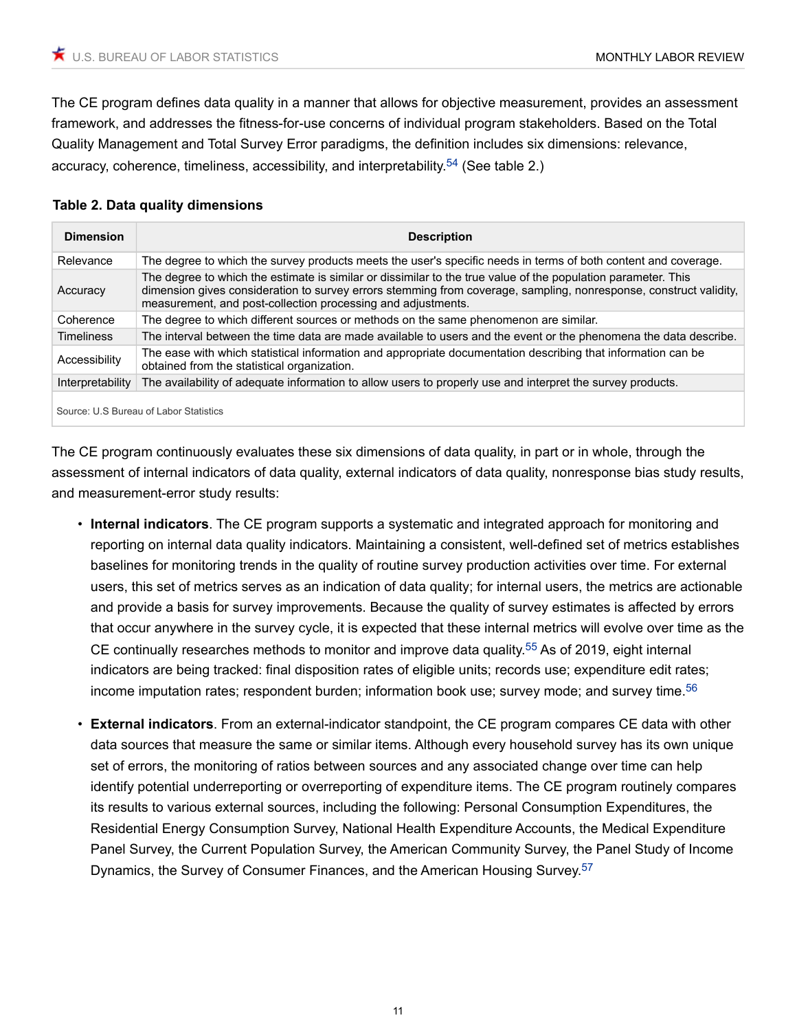The CE program defines data quality in a manner that allows for objective measurement, provides an assessment framework, and addresses the fitness-for-use concerns of individual program stakeholders. Based on the Total Quality Management and Total Survey Error paradigms, the definition includes six dimensions: relevance, accuracy, coherence, timeliness, accessibility, and interpretability.[54] (See table 2.)

**Table 2. Data quality dimensions**

| Dimension | Description |
|---|---|
| Relevance | The degree to which the survey products meets the user's specific needs in terms of both content and coverage. |
| Accuracy | The degree to which the estimate is similar or dissimilar to the true value of the population parameter. This dimension gives consideration to survey errors stemming from coverage, sampling, nonresponse, construct validity, measurement, and post-collection processing and adjustments. |
| Coherence | The degree to which different sources or methods on the same phenomenon are similar. |
| Timeliness | The interval between the time data are made available to users and the event or the phenomena the data describe. |
| Accessibility | The ease with which statistical information and appropriate documentation describing that information can be obtained from the statistical organization. |
| Interpretability | The availability of adequate information to allow users to properly use and interpret the survey products. |

Source: U.S Bureau of Labor Statistics

The CE program continuously evaluates these six dimensions of data quality, in part or in whole, through the assessment of internal indicators of data quality, external indicators of data quality, nonresponse bias study results, and measurement-error study results:

- **Internal indicators**. The CE program supports a systematic and integrated approach for monitoring and reporting on internal data quality indicators. Maintaining a consistent, well-defined set of metrics establishes baselines for monitoring trends in the quality of routine survey production activities over time. For external users, this set of metrics serves as an indication of data quality; for internal users, the metrics are actionable and provide a basis for survey improvements. Because the quality of survey estimates is affected by errors that occur anywhere in the survey cycle, it is expected that these internal metrics will evolve over time as the CE continually researches methods to monitor and improve data quality.[55] As of 2019, eight internal indicators are being tracked: final disposition rates of eligible units; records use; expenditure edit rates; income imputation rates; respondent burden; information book use; survey mode; and survey time.[56]
- **External indicators**. From an external-indicator standpoint, the CE program compares CE data with other data sources that measure the same or similar items. Although every household survey has its own unique set of errors, the monitoring of ratios between sources and any associated change over time can help identify potential underreporting or overreporting of expenditure items. The CE program routinely compares its results to various external sources, including the following: Personal Consumption Expenditures, the Residential Energy Consumption Survey, National Health Expenditure Accounts, the Medical Expenditure Panel Survey, the Current Population Survey, the American Community Survey, the Panel Study of Income Dynamics, the Survey of Consumer Finances, and the American Housing Survey.[57]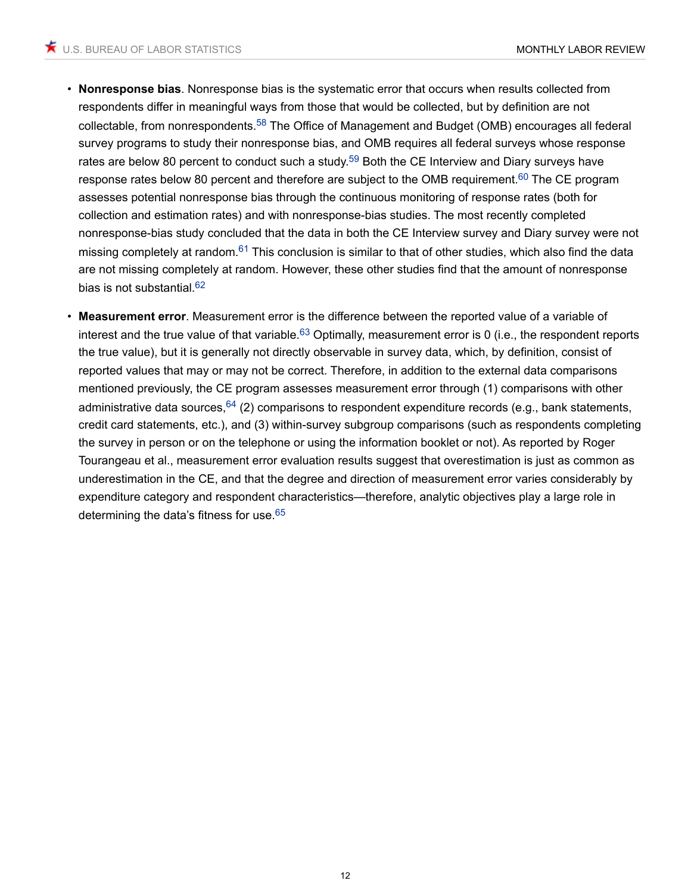- **Nonresponse bias**. Nonresponse bias is the systematic error that occurs when results collected from respondents differ in meaningful ways from those that would be collected, but by definition are not collectable, from nonrespondents.[58] The Office of Management and Budget (OMB) encourages all federal survey programs to study their nonresponse bias, and OMB requires all federal surveys whose response rates are below 80 percent to conduct such a study.[59] Both the CE Interview and Diary surveys have response rates below 80 percent and therefore are subject to the OMB requirement.[60] The CE program assesses potential nonresponse bias through the continuous monitoring of response rates (both for collection and estimation rates) and with nonresponse-bias studies. The most recently completed nonresponse-bias study concluded that the data in both the CE Interview survey and Diary survey were not missing completely at random.[61] This conclusion is similar to that of other studies, which also find the data are not missing completely at random. However, these other studies find that the amount of nonresponse bias is not substantial.[62]

- **Measurement error**. Measurement error is the difference between the reported value of a variable of interest and the true value of that variable.[63] Optimally, measurement error is 0 (i.e., the respondent reports the true value), but it is generally not directly observable in survey data, which, by definition, consist of reported values that may or may not be correct. Therefore, in addition to the external data comparisons mentioned previously, the CE program assesses measurement error through (1) comparisons with other administrative data sources,[64] (2) comparisons to respondent expenditure records (e.g., bank statements, credit card statements, etc.), and (3) within-survey subgroup comparisons (such as respondents completing the survey in person or on the telephone or using the information booklet or not). As reported by Roger Tourangeau et al., measurement error evaluation results suggest that overestimation is just as common as underestimation in the CE, and that the degree and direction of measurement error varies considerably by expenditure category and respondent characteristics—therefore, analytic objectives play a large role in determining the data's fitness for use.[65]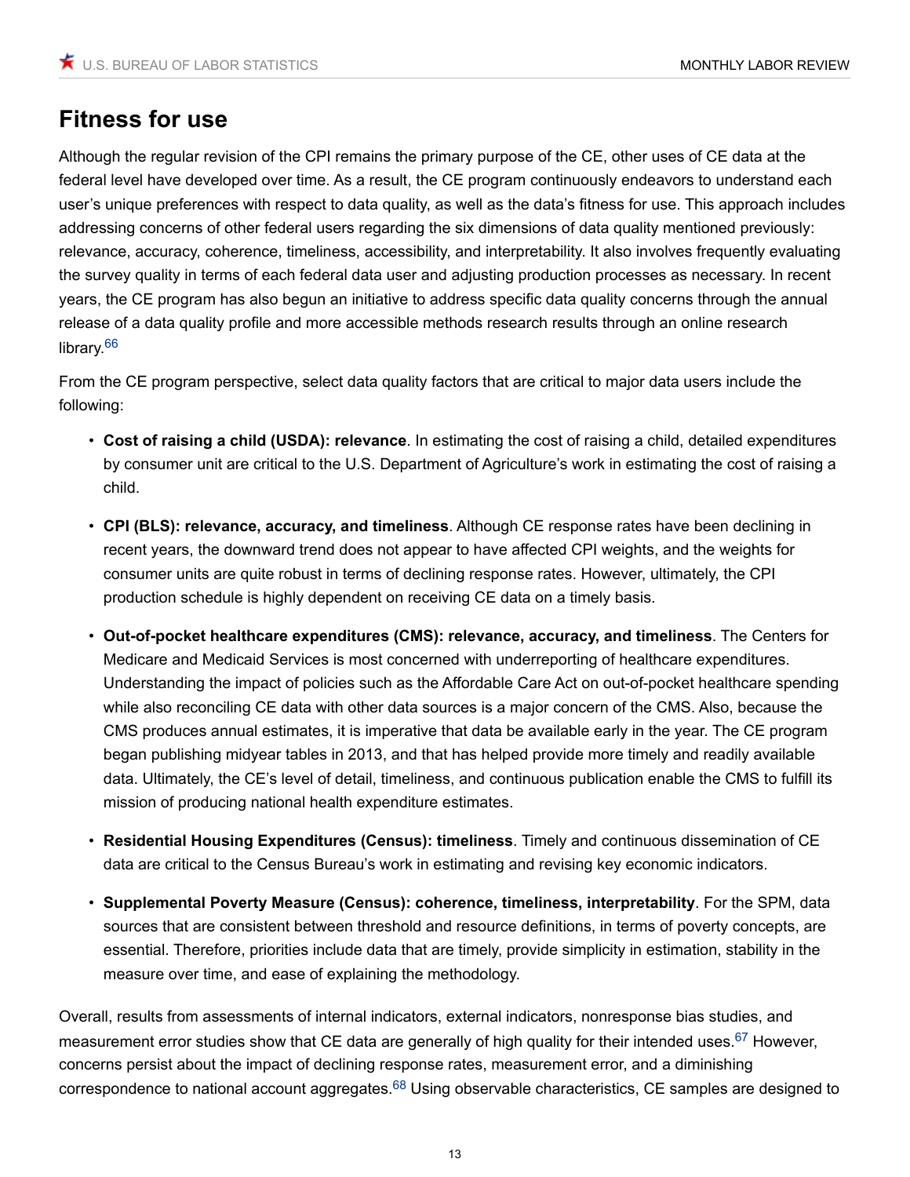## Fitness for use

Although the regular revision of the CPI remains the primary purpose of the CE, other uses of CE data at the federal level have developed over time. As a result, the CE program continuously endeavors to understand each user's unique preferences with respect to data quality, as well as the data's fitness for use. This approach includes addressing concerns of other federal users regarding the six dimensions of data quality mentioned previously: relevance, accuracy, coherence, timeliness, accessibility, and interpretability. It also involves frequently evaluating the survey quality in terms of each federal data user and adjusting production processes as necessary. In recent years, the CE program has also begun an initiative to address specific data quality concerns through the annual release of a data quality profile and more accessible methods research results through an online research library.[66]

From the CE program perspective, select data quality factors that are critical to major data users include the following:

- **Cost of raising a child (USDA): relevance**. In estimating the cost of raising a child, detailed expenditures by consumer unit are critical to the U.S. Department of Agriculture's work in estimating the cost of raising a child.
- **CPI (BLS): relevance, accuracy, and timeliness**. Although CE response rates have been declining in recent years, the downward trend does not appear to have affected CPI weights, and the weights for consumer units are quite robust in terms of declining response rates. However, ultimately, the CPI production schedule is highly dependent on receiving CE data on a timely basis.
- **Out-of-pocket healthcare expenditures (CMS): relevance, accuracy, and timeliness**. The Centers for Medicare and Medicaid Services is most concerned with underreporting of healthcare expenditures. Understanding the impact of policies such as the Affordable Care Act on out-of-pocket healthcare spending while also reconciling CE data with other data sources is a major concern of the CMS. Also, because the CMS produces annual estimates, it is imperative that data be available early in the year. The CE program began publishing midyear tables in 2013, and that has helped provide more timely and readily available data. Ultimately, the CE's level of detail, timeliness, and continuous publication enable the CMS to fulfill its mission of producing national health expenditure estimates.
- **Residential Housing Expenditures (Census): timeliness**. Timely and continuous dissemination of CE data are critical to the Census Bureau's work in estimating and revising key economic indicators.
- **Supplemental Poverty Measure (Census): coherence, timeliness, interpretability**. For the SPM, data sources that are consistent between threshold and resource definitions, in terms of poverty concepts, are essential. Therefore, priorities include data that are timely, provide simplicity in estimation, stability in the measure over time, and ease of explaining the methodology.

Overall, results from assessments of internal indicators, external indicators, nonresponse bias studies, and measurement error studies show that CE data are generally of high quality for their intended uses.[67] However, concerns persist about the impact of declining response rates, measurement error, and a diminishing correspondence to national account aggregates.[68] Using observable characteristics, CE samples are designed to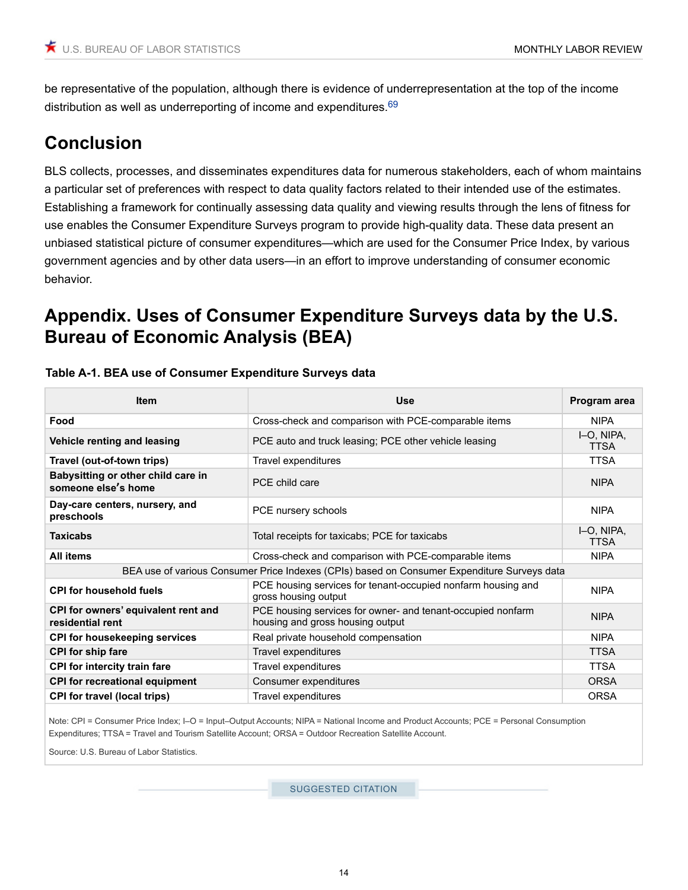be representative of the population, although there is evidence of underrepresentation at the top of the income distribution as well as underreporting of income and expenditures.[69]

## Conclusion

BLS collects, processes, and disseminates expenditures data for numerous stakeholders, each of whom maintains a particular set of preferences with respect to data quality factors related to their intended use of the estimates. Establishing a framework for continually assessing data quality and viewing results through the lens of fitness for use enables the Consumer Expenditure Surveys program to provide high-quality data. These data present an unbiased statistical picture of consumer expenditures—which are used for the Consumer Price Index, by various government agencies and by other data users—in an effort to improve understanding of consumer economic behavior.

## Appendix. Uses of Consumer Expenditure Surveys data by the U.S. Bureau of Economic Analysis (BEA)

**Table A-1. BEA use of Consumer Expenditure Surveys data**

| Item | Use | Program area |
|---|---|---|
| **Food** | Cross-check and comparison with PCE-comparable items | NIPA |
| **Vehicle renting and leasing** | PCE auto and truck leasing; PCE other vehicle leasing | I–O, NIPA, TTSA |
| **Travel (out-of-town trips)** | Travel expenditures | TTSA |
| **Babysitting or other child care in someone else's home** | PCE child care | NIPA |
| **Day-care centers, nursery, and preschools** | PCE nursery schools | NIPA |
| **Taxicabs** | Total receipts for taxicabs; PCE for taxicabs | I–O, NIPA, TTSA |
| **All items** | Cross-check and comparison with PCE-comparable items | NIPA |
| BEA use of various Consumer Price Indexes (CPIs) based on Consumer Expenditure Surveys data | | |
| **CPI for household fuels** | PCE housing services for tenant-occupied nonfarm housing and gross housing output | NIPA |
| **CPI for owners' equivalent rent and residential rent** | PCE housing services for owner- and tenant-occupied nonfarm housing and gross housing output | NIPA |
| **CPI for housekeeping services** | Real private household compensation | NIPA |
| **CPI for ship fare** | Travel expenditures | TTSA |
| **CPI for intercity train fare** | Travel expenditures | TTSA |
| **CPI for recreational equipment** | Consumer expenditures | ORSA |
| **CPI for travel (local trips)** | Travel expenditures | ORSA |

Note: CPI = Consumer Price Index; I–O = Input–Output Accounts; NIPA = National Income and Product Accounts; PCE = Personal Consumption Expenditures; TTSA = Travel and Tourism Satellite Account; ORSA = Outdoor Recreation Satellite Account.

Source: U.S. Bureau of Labor Statistics.

SUGGESTED CITATION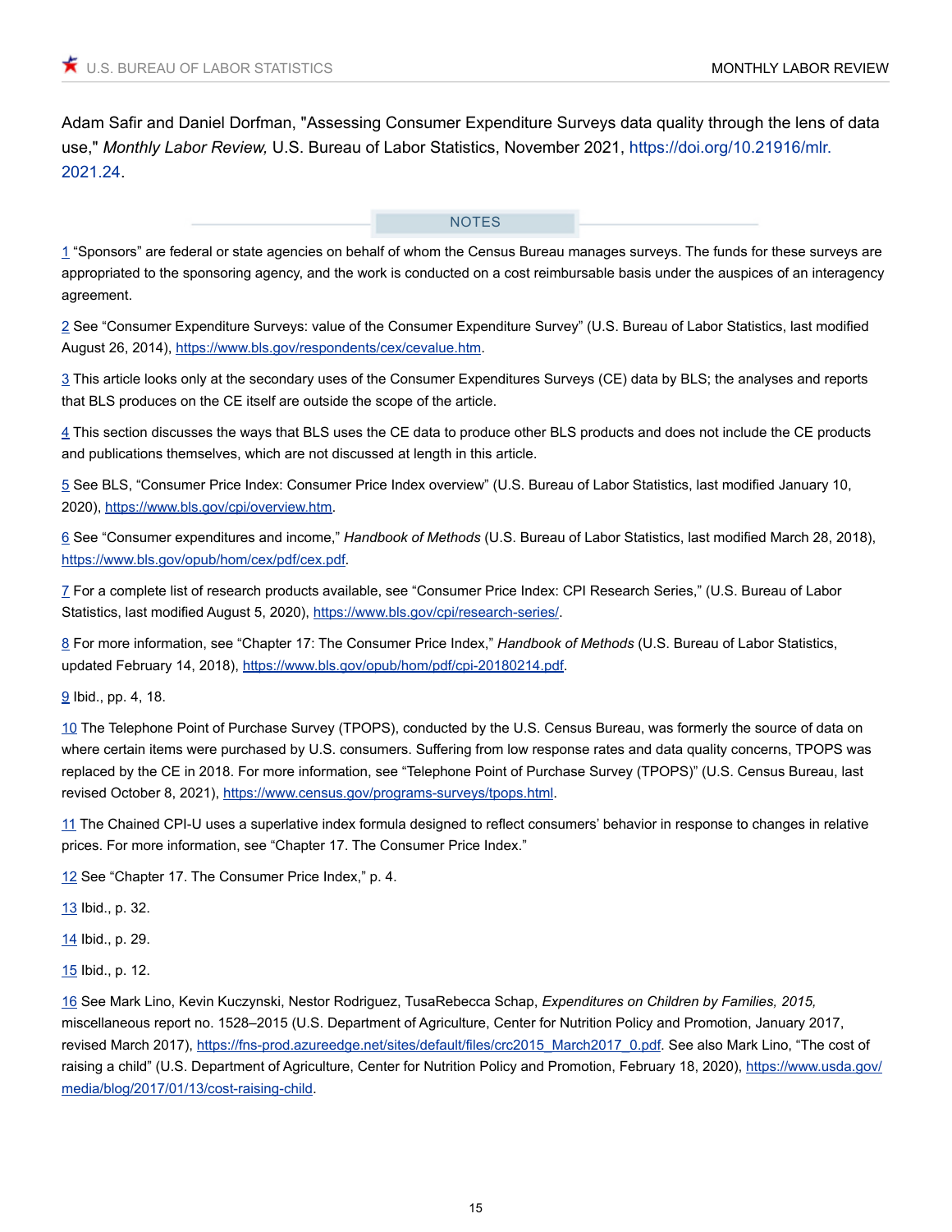Adam Safir and Daniel Dorfman, "Assessing Consumer Expenditure Surveys data quality through the lens of data use," *Monthly Labor Review,* U.S. Bureau of Labor Statistics, November 2021, https://doi.org/10.21916/mlr.2021.24.

## NOTES

1 “Sponsors” are federal or state agencies on behalf of whom the Census Bureau manages surveys. The funds for these surveys are appropriated to the sponsoring agency, and the work is conducted on a cost reimbursable basis under the auspices of an interagency agreement.

2 See “Consumer Expenditure Surveys: value of the Consumer Expenditure Survey” (U.S. Bureau of Labor Statistics, last modified August 26, 2014), https://www.bls.gov/respondents/cex/cevalue.htm.

3 This article looks only at the secondary uses of the Consumer Expenditures Surveys (CE) data by BLS; the analyses and reports that BLS produces on the CE itself are outside the scope of the article.

4 This section discusses the ways that BLS uses the CE data to produce other BLS products and does not include the CE products and publications themselves, which are not discussed at length in this article.

5 See BLS, “Consumer Price Index: Consumer Price Index overview” (U.S. Bureau of Labor Statistics, last modified January 10, 2020), https://www.bls.gov/cpi/overview.htm.

6 See “Consumer expenditures and income,” *Handbook of Methods* (U.S. Bureau of Labor Statistics, last modified March 28, 2018), https://www.bls.gov/opub/hom/cex/pdf/cex.pdf.

7 For a complete list of research products available, see “Consumer Price Index: CPI Research Series,” (U.S. Bureau of Labor Statistics, last modified August 5, 2020), https://www.bls.gov/cpi/research-series/.

8 For more information, see “Chapter 17: The Consumer Price Index,” *Handbook of Methods* (U.S. Bureau of Labor Statistics, updated February 14, 2018), https://www.bls.gov/opub/hom/pdf/cpi-20180214.pdf.

9 Ibid., pp. 4, 18.

10 The Telephone Point of Purchase Survey (TPOPS), conducted by the U.S. Census Bureau, was formerly the source of data on where certain items were purchased by U.S. consumers. Suffering from low response rates and data quality concerns, TPOPS was replaced by the CE in 2018. For more information, see “Telephone Point of Purchase Survey (TPOPS)” (U.S. Census Bureau, last revised October 8, 2021), https://www.census.gov/programs-surveys/tpops.html.

11 The Chained CPI-U uses a superlative index formula designed to reflect consumers’ behavior in response to changes in relative prices. For more information, see “Chapter 17. The Consumer Price Index.”

12 See “Chapter 17. The Consumer Price Index,” p. 4.

13 Ibid., p. 32.

14 Ibid., p. 29.

15 Ibid., p. 12.

16 See Mark Lino, Kevin Kuczynski, Nestor Rodriguez, TusaRebecca Schap, *Expenditures on Children by Families, 2015,* miscellaneous report no. 1528–2015 (U.S. Department of Agriculture, Center for Nutrition Policy and Promotion, January 2017, revised March 2017), https://fns-prod.azureedge.net/sites/default/files/crc2015_March2017_0.pdf. See also Mark Lino, “The cost of raising a child” (U.S. Department of Agriculture, Center for Nutrition Policy and Promotion, February 18, 2020), https://www.usda.gov/media/blog/2017/01/13/cost-raising-child.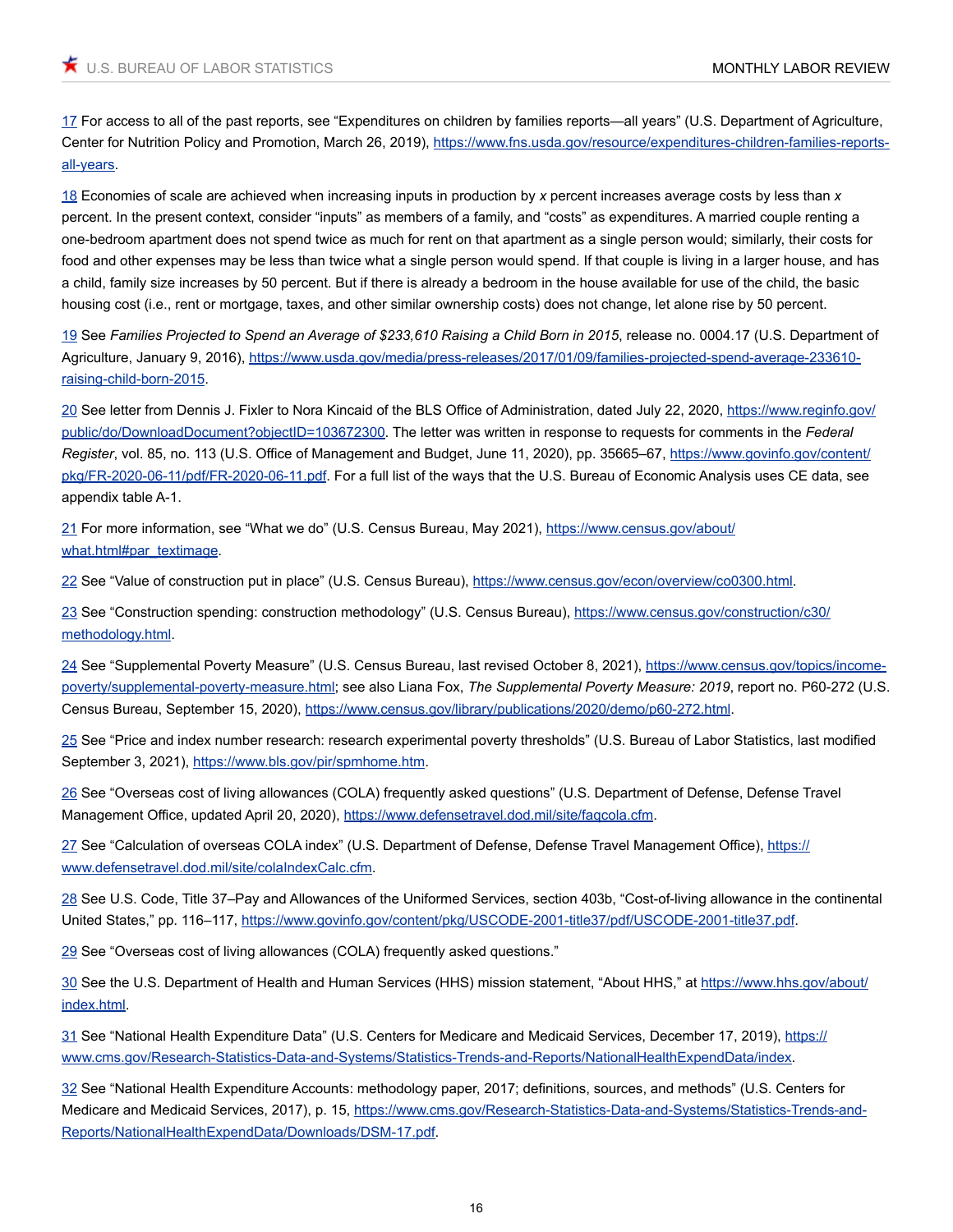17 For access to all of the past reports, see "Expenditures on children by families reports—all years" (U.S. Department of Agriculture, Center for Nutrition Policy and Promotion, March 26, 2019), https://www.fns.usda.gov/resource/expenditures-children-families-reports-all-years.

18 Economies of scale are achieved when increasing inputs in production by *x* percent increases average costs by less than *x* percent. In the present context, consider "inputs" as members of a family, and "costs" as expenditures. A married couple renting a one-bedroom apartment does not spend twice as much for rent on that apartment as a single person would; similarly, their costs for food and other expenses may be less than twice what a single person would spend. If that couple is living in a larger house, and has a child, family size increases by 50 percent. But if there is already a bedroom in the house available for use of the child, the basic housing cost (i.e., rent or mortgage, taxes, and other similar ownership costs) does not change, let alone rise by 50 percent.

19 See *Families Projected to Spend an Average of $233,610 Raising a Child Born in 2015*, release no. 0004.17 (U.S. Department of Agriculture, January 9, 2016), https://www.usda.gov/media/press-releases/2017/01/09/families-projected-spend-average-233610-raising-child-born-2015.

20 See letter from Dennis J. Fixler to Nora Kincaid of the BLS Office of Administration, dated July 22, 2020, https://www.reginfo.gov/public/do/DownloadDocument?objectID=103672300. The letter was written in response to requests for comments in the *Federal Register*, vol. 85, no. 113 (U.S. Office of Management and Budget, June 11, 2020), pp. 35665–67, https://www.govinfo.gov/content/pkg/FR-2020-06-11/pdf/FR-2020-06-11.pdf. For a full list of the ways that the U.S. Bureau of Economic Analysis uses CE data, see appendix table A-1.

21 For more information, see "What we do" (U.S. Census Bureau, May 2021), https://www.census.gov/about/what.html#par_textimage.

22 See "Value of construction put in place" (U.S. Census Bureau), https://www.census.gov/econ/overview/co0300.html.

23 See "Construction spending: construction methodology" (U.S. Census Bureau), https://www.census.gov/construction/c30/methodology.html.

24 See "Supplemental Poverty Measure" (U.S. Census Bureau, last revised October 8, 2021), https://www.census.gov/topics/income-poverty/supplemental-poverty-measure.html; see also Liana Fox, *The Supplemental Poverty Measure: 2019*, report no. P60-272 (U.S. Census Bureau, September 15, 2020), https://www.census.gov/library/publications/2020/demo/p60-272.html.

25 See "Price and index number research: research experimental poverty thresholds" (U.S. Bureau of Labor Statistics, last modified September 3, 2021), https://www.bls.gov/pir/spmhome.htm.

26 See "Overseas cost of living allowances (COLA) frequently asked questions" (U.S. Department of Defense, Defense Travel Management Office, updated April 20, 2020), https://www.defensetravel.dod.mil/site/faqcola.cfm.

27 See "Calculation of overseas COLA index" (U.S. Department of Defense, Defense Travel Management Office), https://www.defensetravel.dod.mil/site/colaIndexCalc.cfm.

28 See U.S. Code, Title 37–Pay and Allowances of the Uniformed Services, section 403b, "Cost-of-living allowance in the continental United States," pp. 116–117, https://www.govinfo.gov/content/pkg/USCODE-2001-title37/pdf/USCODE-2001-title37.pdf.

29 See "Overseas cost of living allowances (COLA) frequently asked questions."

30 See the U.S. Department of Health and Human Services (HHS) mission statement, "About HHS," at https://www.hhs.gov/about/index.html.

31 See "National Health Expenditure Data" (U.S. Centers for Medicare and Medicaid Services, December 17, 2019), https://www.cms.gov/Research-Statistics-Data-and-Systems/Statistics-Trends-and-Reports/NationalHealthExpendData/index.

32 See "National Health Expenditure Accounts: methodology paper, 2017; definitions, sources, and methods" (U.S. Centers for Medicare and Medicaid Services, 2017), p. 15, https://www.cms.gov/Research-Statistics-Data-and-Systems/Statistics-Trends-and-Reports/NationalHealthExpendData/Downloads/DSM-17.pdf.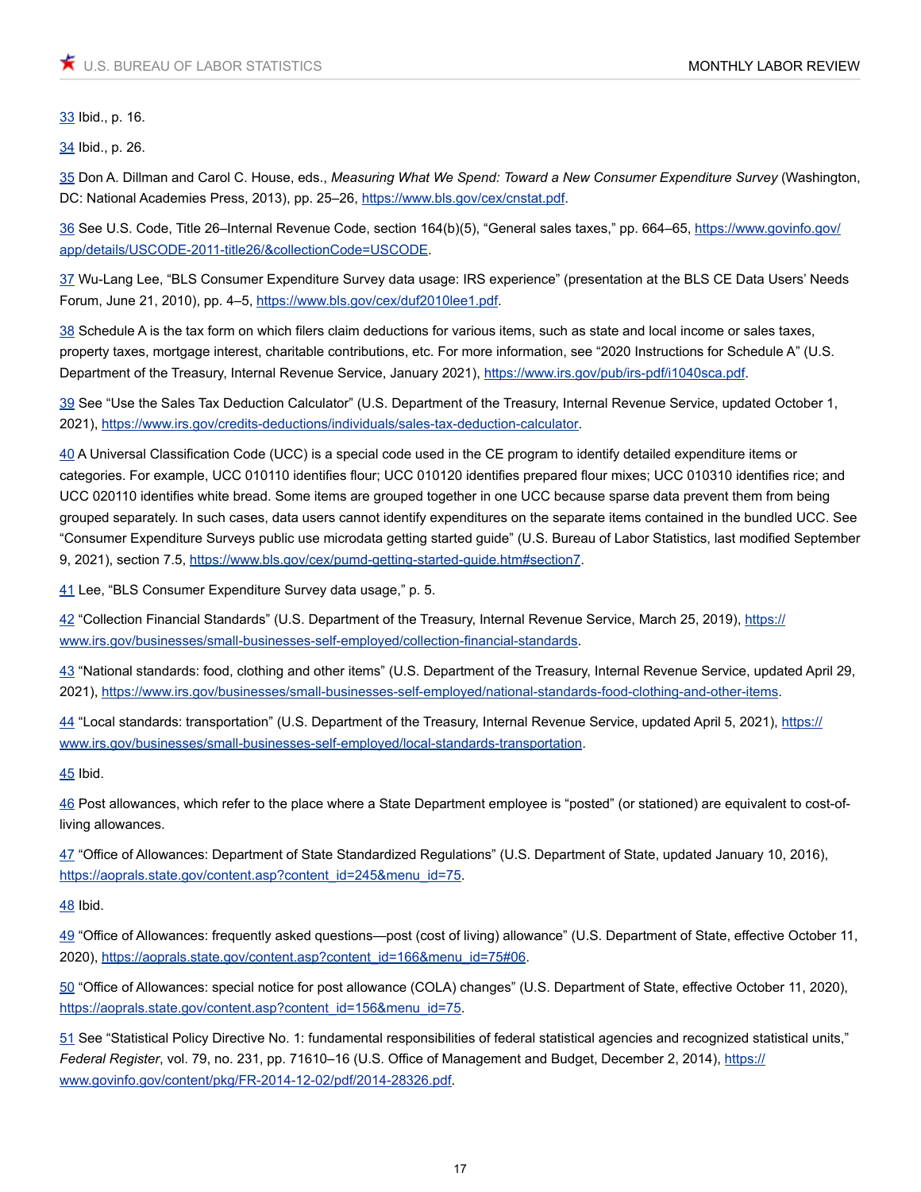33 Ibid., p. 16.

34 Ibid., p. 26.

35 Don A. Dillman and Carol C. House, eds., *Measuring What We Spend: Toward a New Consumer Expenditure Survey* (Washington, DC: National Academies Press, 2013), pp. 25–26, https://www.bls.gov/cex/cnstat.pdf.

36 See U.S. Code, Title 26–Internal Revenue Code, section 164(b)(5), "General sales taxes," pp. 664–65, https://www.govinfo.gov/app/details/USCODE-2011-title26/&collectionCode=USCODE.

37 Wu-Lang Lee, "BLS Consumer Expenditure Survey data usage: IRS experience" (presentation at the BLS CE Data Users' Needs Forum, June 21, 2010), pp. 4–5, https://www.bls.gov/cex/duf2010lee1.pdf.

38 Schedule A is the tax form on which filers claim deductions for various items, such as state and local income or sales taxes, property taxes, mortgage interest, charitable contributions, etc. For more information, see "2020 Instructions for Schedule A" (U.S. Department of the Treasury, Internal Revenue Service, January 2021), https://www.irs.gov/pub/irs-pdf/i1040sca.pdf.

39 See "Use the Sales Tax Deduction Calculator" (U.S. Department of the Treasury, Internal Revenue Service, updated October 1, 2021), https://www.irs.gov/credits-deductions/individuals/sales-tax-deduction-calculator.

40 A Universal Classification Code (UCC) is a special code used in the CE program to identify detailed expenditure items or categories. For example, UCC 010110 identifies flour; UCC 010120 identifies prepared flour mixes; UCC 010310 identifies rice; and UCC 020110 identifies white bread. Some items are grouped together in one UCC because sparse data prevent them from being grouped separately. In such cases, data users cannot identify expenditures on the separate items contained in the bundled UCC. See "Consumer Expenditure Surveys public use microdata getting started guide" (U.S. Bureau of Labor Statistics, last modified September 9, 2021), section 7.5, https://www.bls.gov/cex/pumd-getting-started-guide.htm#section7.

41 Lee, "BLS Consumer Expenditure Survey data usage," p. 5.

42 "Collection Financial Standards" (U.S. Department of the Treasury, Internal Revenue Service, March 25, 2019), https://www.irs.gov/businesses/small-businesses-self-employed/collection-financial-standards.

43 "National standards: food, clothing and other items" (U.S. Department of the Treasury, Internal Revenue Service, updated April 29, 2021), https://www.irs.gov/businesses/small-businesses-self-employed/national-standards-food-clothing-and-other-items.

44 "Local standards: transportation" (U.S. Department of the Treasury, Internal Revenue Service, updated April 5, 2021), https://www.irs.gov/businesses/small-businesses-self-employed/local-standards-transportation.

45 Ibid.

46 Post allowances, which refer to the place where a State Department employee is "posted" (or stationed) are equivalent to cost-of-living allowances.

47 "Office of Allowances: Department of State Standardized Regulations" (U.S. Department of State, updated January 10, 2016), https://aoprals.state.gov/content.asp?content_id=245&menu_id=75.

48 Ibid.

49 "Office of Allowances: frequently asked questions—post (cost of living) allowance" (U.S. Department of State, effective October 11, 2020), https://aoprals.state.gov/content.asp?content_id=166&menu_id=75#06.

50 "Office of Allowances: special notice for post allowance (COLA) changes" (U.S. Department of State, effective October 11, 2020), https://aoprals.state.gov/content.asp?content_id=156&menu_id=75.

51 See "Statistical Policy Directive No. 1: fundamental responsibilities of federal statistical agencies and recognized statistical units," *Federal Register*, vol. 79, no. 231, pp. 71610–16 (U.S. Office of Management and Budget, December 2, 2014), https://www.govinfo.gov/content/pkg/FR-2014-12-02/pdf/2014-28326.pdf.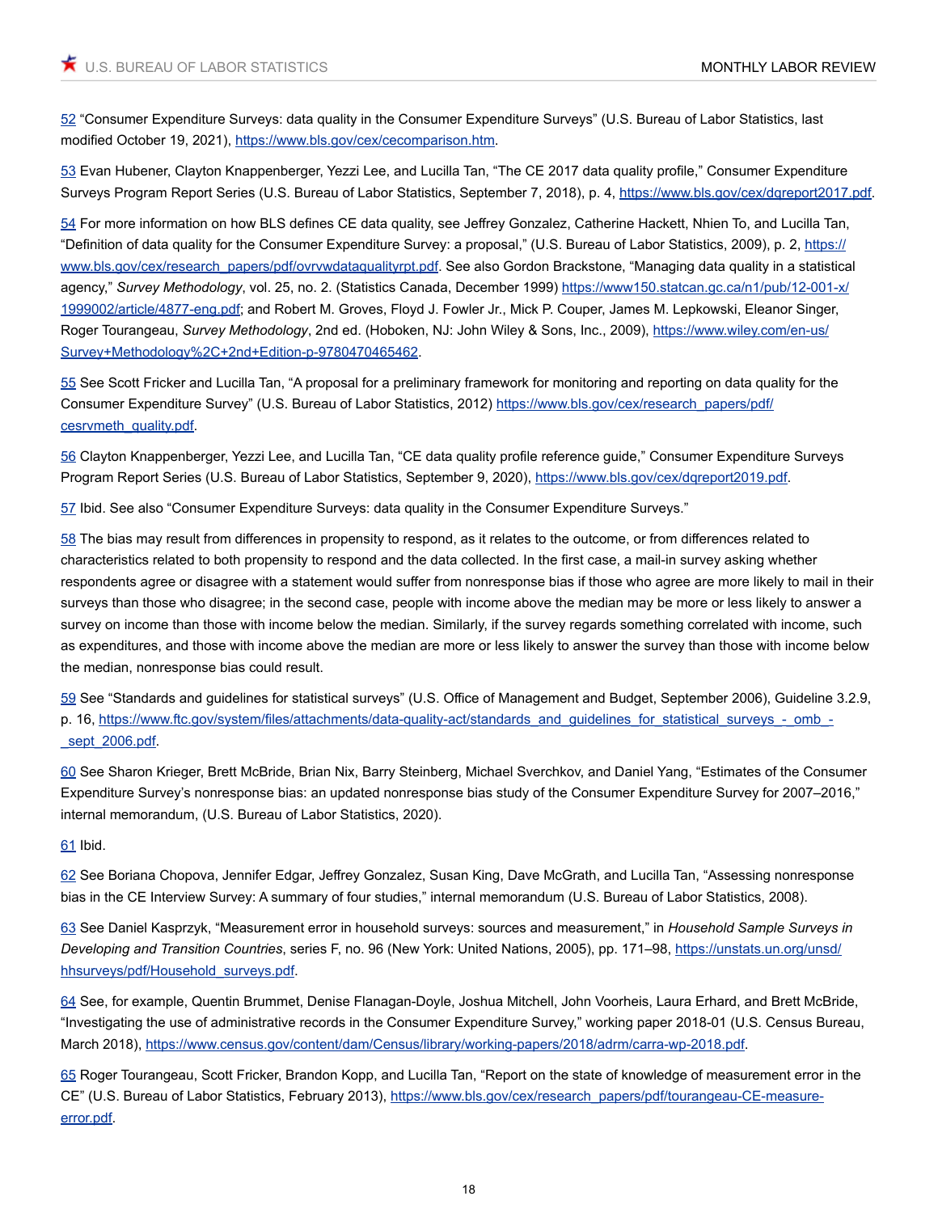52 “Consumer Expenditure Surveys: data quality in the Consumer Expenditure Surveys” (U.S. Bureau of Labor Statistics, last modified October 19, 2021), https://www.bls.gov/cex/cecomparison.htm.

53 Evan Hubener, Clayton Knappenberger, Yezzi Lee, and Lucilla Tan, “The CE 2017 data quality profile,” Consumer Expenditure Surveys Program Report Series (U.S. Bureau of Labor Statistics, September 7, 2018), p. 4, https://www.bls.gov/cex/dqreport2017.pdf.

54 For more information on how BLS defines CE data quality, see Jeffrey Gonzalez, Catherine Hackett, Nhien To, and Lucilla Tan, “Definition of data quality for the Consumer Expenditure Survey: a proposal,” (U.S. Bureau of Labor Statistics, 2009), p. 2, https://www.bls.gov/cex/research_papers/pdf/ovrvwdataqualityrpt.pdf. See also Gordon Brackstone, “Managing data quality in a statistical agency,” *Survey Methodology*, vol. 25, no. 2. (Statistics Canada, December 1999) https://www150.statcan.gc.ca/n1/pub/12-001-x/1999002/article/4877-eng.pdf; and Robert M. Groves, Floyd J. Fowler Jr., Mick P. Couper, James M. Lepkowski, Eleanor Singer, Roger Tourangeau, *Survey Methodology*, 2nd ed. (Hoboken, NJ: John Wiley & Sons, Inc., 2009), https://www.wiley.com/en-us/Survey+Methodology%2C+2nd+Edition-p-9780470465462.

55 See Scott Fricker and Lucilla Tan, “A proposal for a preliminary framework for monitoring and reporting on data quality for the Consumer Expenditure Survey” (U.S. Bureau of Labor Statistics, 2012) https://www.bls.gov/cex/research_papers/pdf/cesrvmeth_quality.pdf.

56 Clayton Knappenberger, Yezzi Lee, and Lucilla Tan, “CE data quality profile reference guide,” Consumer Expenditure Surveys Program Report Series (U.S. Bureau of Labor Statistics, September 9, 2020), https://www.bls.gov/cex/dqreport2019.pdf.

57 Ibid. See also “Consumer Expenditure Surveys: data quality in the Consumer Expenditure Surveys.”

58 The bias may result from differences in propensity to respond, as it relates to the outcome, or from differences related to characteristics related to both propensity to respond and the data collected. In the first case, a mail-in survey asking whether respondents agree or disagree with a statement would suffer from nonresponse bias if those who agree are more likely to mail in their surveys than those who disagree; in the second case, people with income above the median may be more or less likely to answer a survey on income than those with income below the median. Similarly, if the survey regards something correlated with income, such as expenditures, and those with income above the median are more or less likely to answer the survey than those with income below the median, nonresponse bias could result.

59 See “Standards and guidelines for statistical surveys” (U.S. Office of Management and Budget, September 2006), Guideline 3.2.9, p. 16, https://www.ftc.gov/system/files/attachments/data-quality-act/standards_and_guidelines_for_statistical_surveys_-_omb_-_sept_2006.pdf.

60 See Sharon Krieger, Brett McBride, Brian Nix, Barry Steinberg, Michael Sverchkov, and Daniel Yang, “Estimates of the Consumer Expenditure Survey’s nonresponse bias: an updated nonresponse bias study of the Consumer Expenditure Survey for 2007–2016,” internal memorandum, (U.S. Bureau of Labor Statistics, 2020).

61 Ibid.

62 See Boriana Chopova, Jennifer Edgar, Jeffrey Gonzalez, Susan King, Dave McGrath, and Lucilla Tan, “Assessing nonresponse bias in the CE Interview Survey: A summary of four studies,” internal memorandum (U.S. Bureau of Labor Statistics, 2008).

63 See Daniel Kasprzyk, “Measurement error in household surveys: sources and measurement,” in *Household Sample Surveys in Developing and Transition Countries*, series F, no. 96 (New York: United Nations, 2005), pp. 171–98, https://unstats.un.org/unsd/hhsurveys/pdf/Household_surveys.pdf.

64 See, for example, Quentin Brummet, Denise Flanagan-Doyle, Joshua Mitchell, John Voorheis, Laura Erhard, and Brett McBride, “Investigating the use of administrative records in the Consumer Expenditure Survey,” working paper 2018-01 (U.S. Census Bureau, March 2018), https://www.census.gov/content/dam/Census/library/working-papers/2018/adrm/carra-wp-2018.pdf.

65 Roger Tourangeau, Scott Fricker, Brandon Kopp, and Lucilla Tan, “Report on the state of knowledge of measurement error in the CE” (U.S. Bureau of Labor Statistics, February 2013), https://www.bls.gov/cex/research_papers/pdf/tourangeau-CE-measure-error.pdf.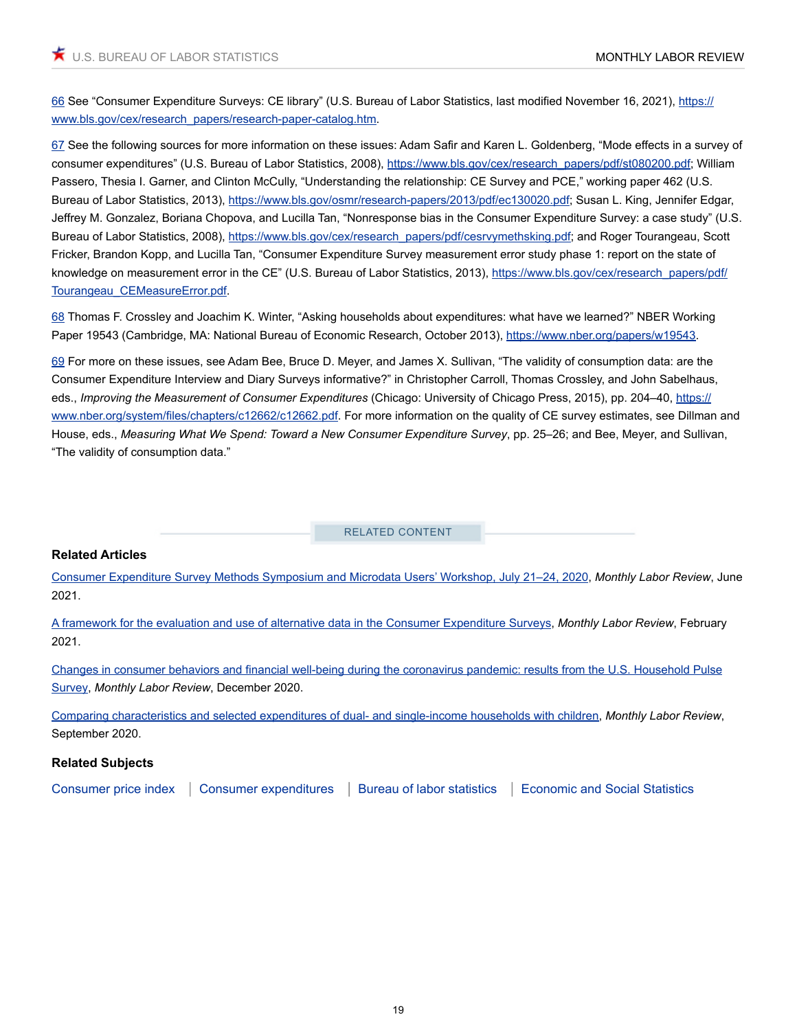66 See “Consumer Expenditure Surveys: CE library” (U.S. Bureau of Labor Statistics, last modified November 16, 2021), https://www.bls.gov/cex/research_papers/research-paper-catalog.htm.

67 See the following sources for more information on these issues: Adam Safir and Karen L. Goldenberg, “Mode effects in a survey of consumer expenditures” (U.S. Bureau of Labor Statistics, 2008), https://www.bls.gov/cex/research_papers/pdf/st080200.pdf; William Passero, Thesia I. Garner, and Clinton McCully, “Understanding the relationship: CE Survey and PCE,” working paper 462 (U.S. Bureau of Labor Statistics, 2013), https://www.bls.gov/osmr/research-papers/2013/pdf/ec130020.pdf; Susan L. King, Jennifer Edgar, Jeffrey M. Gonzalez, Boriana Chopova, and Lucilla Tan, “Nonresponse bias in the Consumer Expenditure Survey: a case study” (U.S. Bureau of Labor Statistics, 2008), https://www.bls.gov/cex/research_papers/pdf/cesrvymethsking.pdf; and Roger Tourangeau, Scott Fricker, Brandon Kopp, and Lucilla Tan, “Consumer Expenditure Survey measurement error study phase 1: report on the state of knowledge on measurement error in the CE” (U.S. Bureau of Labor Statistics, 2013), https://www.bls.gov/cex/research_papers/pdf/Tourangeau_CEMeasureError.pdf.

68 Thomas F. Crossley and Joachim K. Winter, “Asking households about expenditures: what have we learned?” NBER Working Paper 19543 (Cambridge, MA: National Bureau of Economic Research, October 2013), https://www.nber.org/papers/w19543.

69 For more on these issues, see Adam Bee, Bruce D. Meyer, and James X. Sullivan, “The validity of consumption data: are the Consumer Expenditure Interview and Diary Surveys informative?” in Christopher Carroll, Thomas Crossley, and John Sabelhaus, eds., *Improving the Measurement of Consumer Expenditures* (Chicago: University of Chicago Press, 2015), pp. 204–40, https://www.nber.org/system/files/chapters/c12662/c12662.pdf. For more information on the quality of CE survey estimates, see Dillman and House, eds., *Measuring What We Spend: Toward a New Consumer Expenditure Survey*, pp. 25–26; and Bee, Meyer, and Sullivan, “The validity of consumption data.”

RELATED CONTENT

**Related Articles**

Consumer Expenditure Survey Methods Symposium and Microdata Users’ Workshop, July 21–24, 2020, *Monthly Labor Review*, June 2021.

A framework for the evaluation and use of alternative data in the Consumer Expenditure Surveys, *Monthly Labor Review*, February 2021.

Changes in consumer behaviors and financial well-being during the coronavirus pandemic: results from the U.S. Household Pulse Survey, *Monthly Labor Review*, December 2020.

Comparing characteristics and selected expenditures of dual- and single-income households with children, *Monthly Labor Review*, September 2020.

**Related Subjects**

Consumer price index | Consumer expenditures | Bureau of labor statistics | Economic and Social Statistics